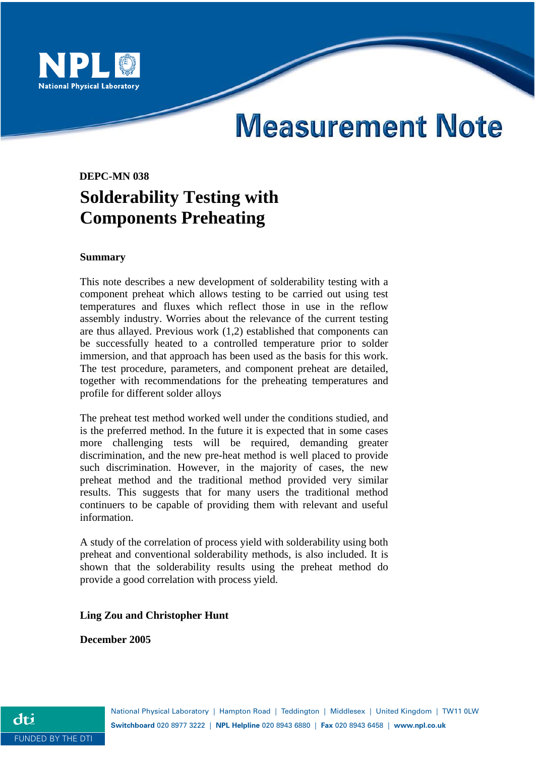NPL National Physical Laboratory

# Measurement Note

**DEPC-MN 038**

# Solderability Testing with Components Preheating

**Summary**

This note describes a new development of solderability testing with a component preheat which allows testing to be carried out using test temperatures and fluxes which reflect those in use in the reflow assembly industry. Worries about the relevance of the current testing are thus allayed. Previous work (1,2) established that components can be successfully heated to a controlled temperature prior to solder immersion, and that approach has been used as the basis for this work. The test procedure, parameters, and component preheat are detailed, together with recommendations for the preheating temperatures and profile for different solder alloys

The preheat test method worked well under the conditions studied, and is the preferred method. In the future it is expected that in some cases more challenging tests will be required, demanding greater discrimination, and the new pre-heat method is well placed to provide such discrimination. However, in the majority of cases, the new preheat method and the traditional method provided very similar results. This suggests that for many users the traditional method continuers to be capable of providing them with relevant and useful information.

A study of the correlation of process yield with solderability using both preheat and conventional solderability methods, is also included. It is shown that the solderability results using the preheat method do provide a good correlation with process yield.

**Ling Zou and Christopher Hunt**

**December 2005**

National Physical Laboratory | Hampton Road | Teddington | Middlesex | United Kingdom | TW11 0LW
**Switchboard** 020 8977 3222 | **NPL Helpline** 020 8943 6880 | **Fax** 020 8943 6458 | **www.npl.co.uk**

dti FUNDED BY THE DTI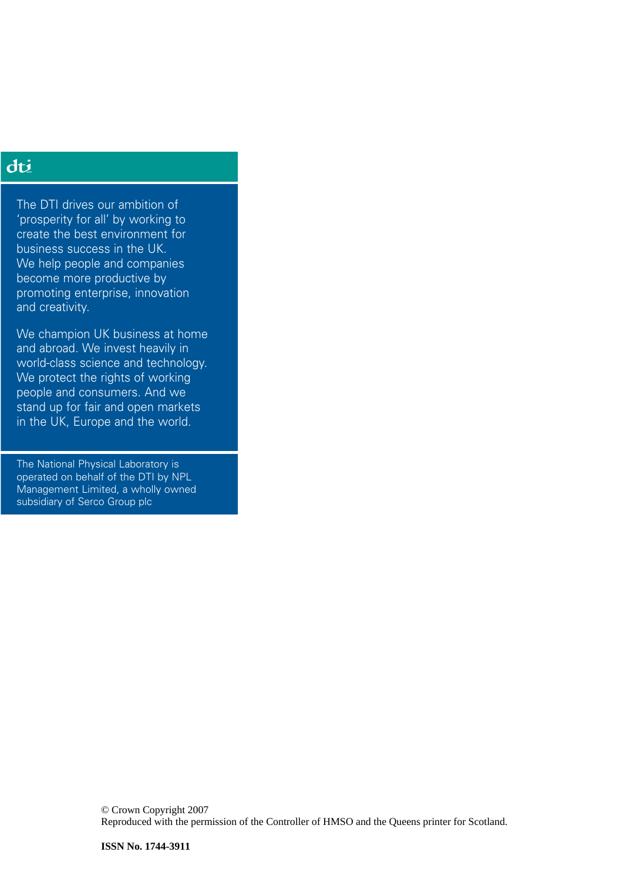dti

The DTI drives our ambition of 'prosperity for all' by working to create the best environment for business success in the UK. We help people and companies become more productive by promoting enterprise, innovation and creativity.

We champion UK business at home and abroad. We invest heavily in world-class science and technology. We protect the rights of working people and consumers. And we stand up for fair and open markets in the UK, Europe and the world.

The National Physical Laboratory is operated on behalf of the DTI by NPL Management Limited, a wholly owned subsidiary of Serco Group plc

© Crown Copyright 2007
Reproduced with the permission of the Controller of HMSO and the Queens printer for Scotland.

**ISSN No. 1744-3911**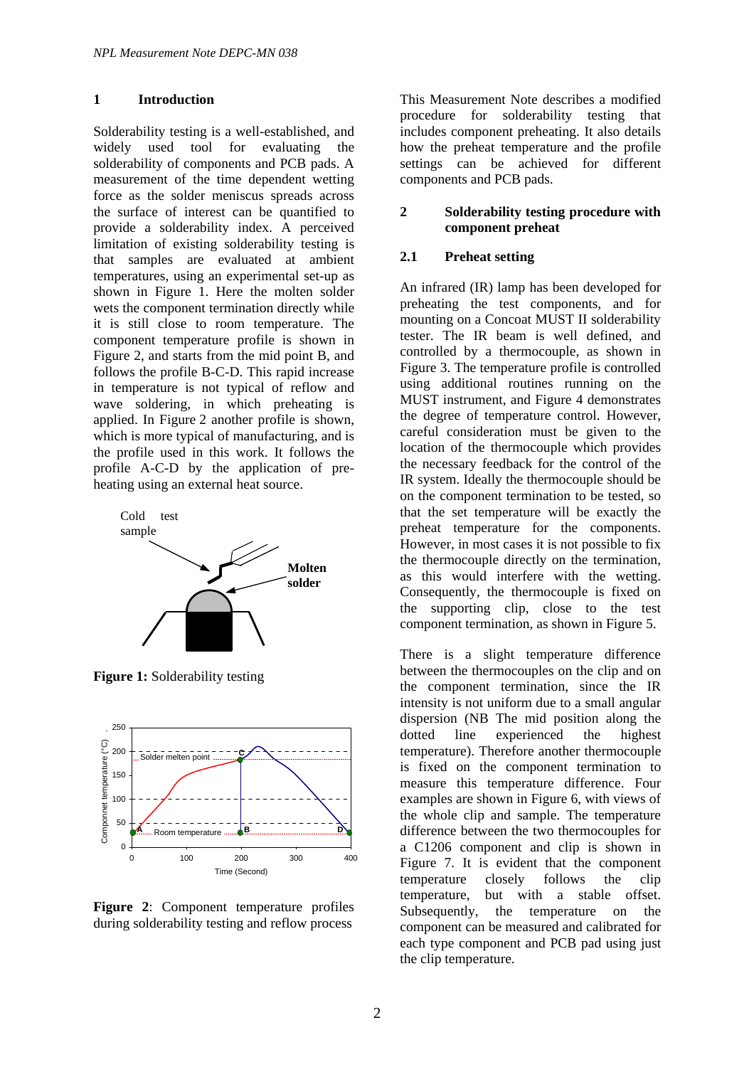## 1 Introduction

Solderability testing is a well-established, and widely used tool for evaluating the solderability of components and PCB pads. A measurement of the time dependent wetting force as the solder meniscus spreads across the surface of interest can be quantified to provide a solderability index. A perceived limitation of existing solderability testing is that samples are evaluated at ambient temperatures, using an experimental set-up as shown in Figure 1. Here the molten solder wets the component termination directly while it is still close to room temperature. The component temperature profile is shown in Figure 2, and starts from the mid point B, and follows the profile B-C-D. This rapid increase in temperature is not typical of reflow and wave soldering, in which preheating is applied. In Figure 2 another profile is shown, which is more typical of manufacturing, and is the profile used in this work. It follows the profile A-C-D by the application of pre-heating using an external heat source.

**Figure 1:** Solderability testing

**Figure 2**: Component temperature profiles during solderability testing and reflow process

This Measurement Note describes a modified procedure for solderability testing that includes component preheating. It also details how the preheat temperature and the profile settings can be achieved for different components and PCB pads.

## 2 Solderability testing procedure with component preheat

### 2.1 Preheat setting

An infrared (IR) lamp has been developed for preheating the test components, and for mounting on a Concoat MUST II solderability tester. The IR beam is well defined, and controlled by a thermocouple, as shown in Figure 3. The temperature profile is controlled using additional routines running on the MUST instrument, and Figure 4 demonstrates the degree of temperature control. However, careful consideration must be given to the location of the thermocouple which provides the necessary feedback for the control of the IR system. Ideally the thermocouple should be on the component termination to be tested, so that the set temperature will be exactly the preheat temperature for the components. However, in most cases it is not possible to fix the thermocouple directly on the termination, as this would interfere with the wetting. Consequently, the thermocouple is fixed on the supporting clip, close to the test component termination, as shown in Figure 5.

There is a slight temperature difference between the thermocouples on the clip and on the component termination, since the IR intensity is not uniform due to a small angular dispersion (NB The mid position along the dotted line experienced the highest temperature). Therefore another thermocouple is fixed on the component termination to measure this temperature difference. Four examples are shown in Figure 6, with views of the whole clip and sample. The temperature difference between the two thermocouples for a C1206 component and clip is shown in Figure 7. It is evident that the component temperature closely follows the clip temperature, but with a stable offset. Subsequently, the temperature on the component can be measured and calibrated for each type component and PCB pad using just the clip temperature.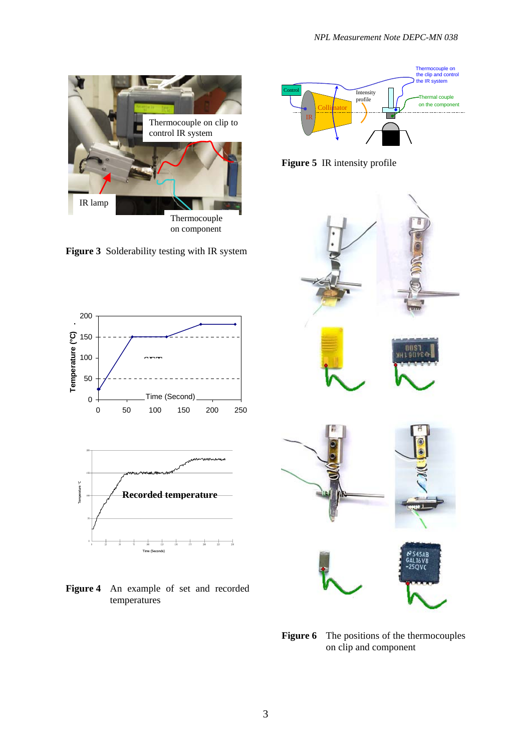**Figure 3** Solderability testing with IR system

**Figure 4** An example of set and recorded temperatures

**Figure 5** IR intensity profile

**Figure 6** The positions of the thermocouples on clip and component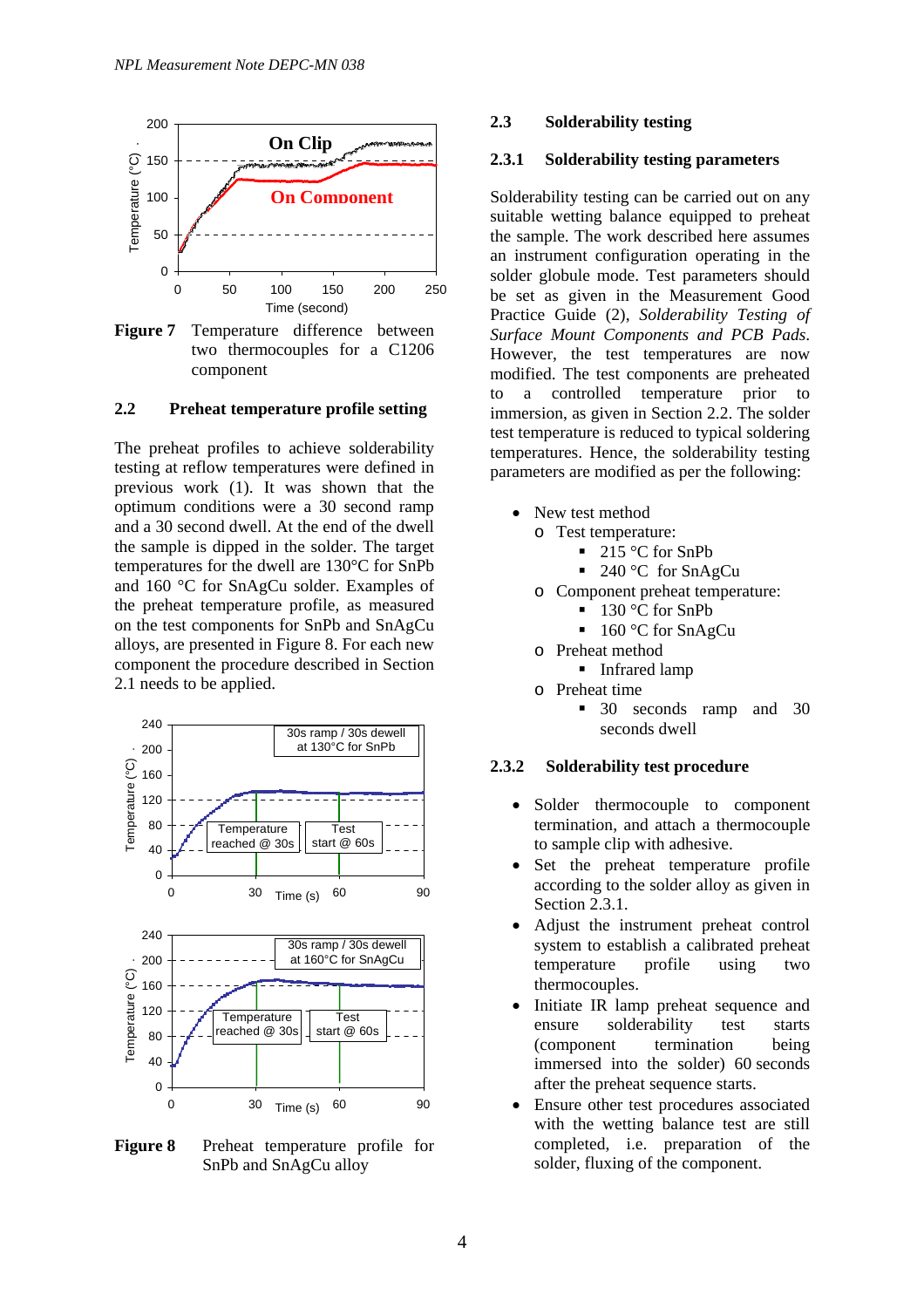Figure 7 Temperature difference between two thermocouples for a C1206 component

### 2.2 Preheat temperature profile setting

The preheat profiles to achieve solderability testing at reflow temperatures were defined in previous work (1). It was shown that the optimum conditions were a 30 second ramp and a 30 second dwell. At the end of the dwell the sample is dipped in the solder. The target temperatures for the dwell are 130°C for SnPb and 160 °C for SnAgCu solder. Examples of the preheat temperature profile, as measured on the test components for SnPb and SnAgCu alloys, are presented in Figure 8. For each new component the procedure described in Section 2.1 needs to be applied.

**Figure 8** Preheat temperature profile for SnPb and SnAgCu alloy

### 2.3 Solderability testing

#### 2.3.1 Solderability testing parameters

Solderability testing can be carried out on any suitable wetting balance equipped to preheat the sample. The work described here assumes an instrument configuration operating in the solder globule mode. Test parameters should be set as given in the Measurement Good Practice Guide (2), *Solderability Testing of Surface Mount Components and PCB Pads*. However, the test temperatures are now modified. The test components are preheated to a controlled temperature prior to immersion, as given in Section 2.2. The solder test temperature is reduced to typical soldering temperatures. Hence, the solderability testing parameters are modified as per the following:

- New test method
  - Test temperature:
    - 215 °C for SnPb
    - 240 °C for SnAgCu
  - Component preheat temperature:
    - 130 °C for SnPb
    - 160 °C for SnAgCu
  - Preheat method
    - Infrared lamp
  - Preheat time
    - 30 seconds ramp and 30 seconds dwell

#### 2.3.2 Solderability test procedure

- Solder thermocouple to component termination, and attach a thermocouple to sample clip with adhesive.
- Set the preheat temperature profile according to the solder alloy as given in Section 2.3.1.
- Adjust the instrument preheat control system to establish a calibrated preheat temperature profile using two thermocouples.
- Initiate IR lamp preheat sequence and ensure solderability test starts (component termination being immersed into the solder) 60 seconds after the preheat sequence starts.
- Ensure other test procedures associated with the wetting balance test are still completed, i.e. preparation of the solder, fluxing of the component.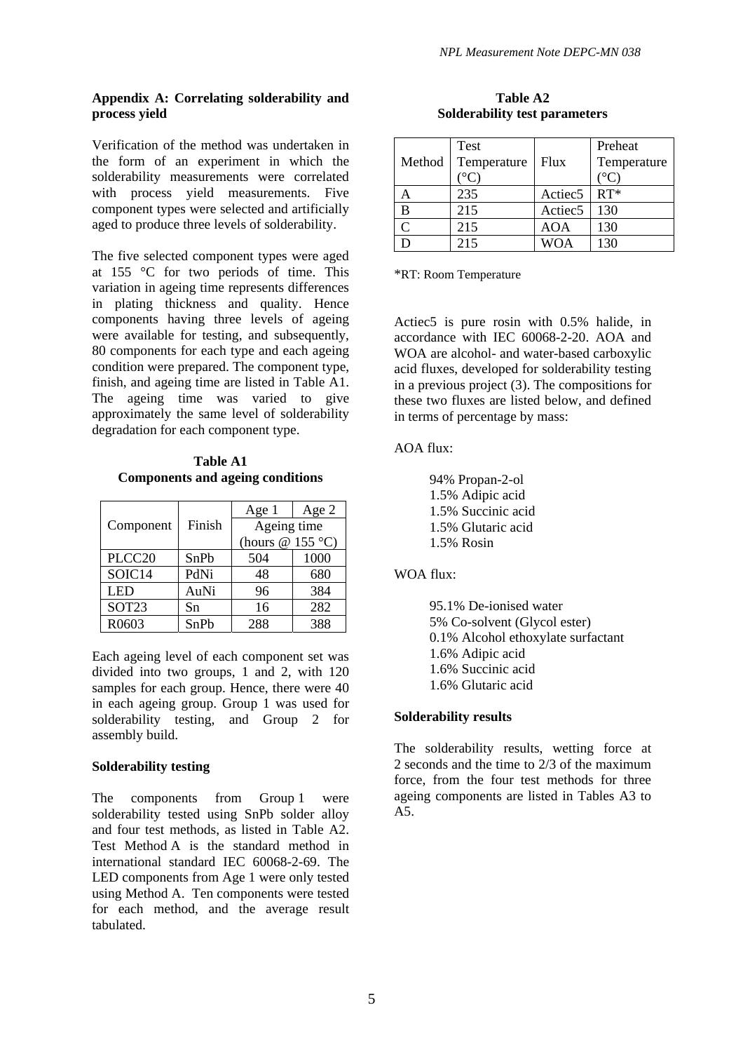### Appendix A: Correlating solderability and process yield

Verification of the method was undertaken in the form of an experiment in which the solderability measurements were correlated with process yield measurements. Five component types were selected and artificially aged to produce three levels of solderability.

The five selected component types were aged at 155 °C for two periods of time. This variation in ageing time represents differences in plating thickness and quality. Hence components having three levels of ageing were available for testing, and subsequently, 80 components for each type and each ageing condition were prepared. The component type, finish, and ageing time are listed in Table A1. The ageing time was varied to give approximately the same level of solderability degradation for each component type.

**Table A1**
**Components and ageing conditions**

| Component | Finish | Age 1 | Age 2 |
|---|---|---|---|
| | | Ageing time (hours @ 155 °C) | |
| PLCC20 | SnPb | 504 | 1000 |
| SOIC14 | PdNi | 48 | 680 |
| LED | AuNi | 96 | 384 |
| SOT23 | Sn | 16 | 282 |
| R0603 | SnPb | 288 | 388 |

Each ageing level of each component set was divided into two groups, 1 and 2, with 120 samples for each group. Hence, there were 40 in each ageing group. Group 1 was used for solderability testing, and Group 2 for assembly build.

#### Solderability testing

The components from Group 1 were solderability tested using SnPb solder alloy and four test methods, as listed in Table A2. Test Method A is the standard method in international standard IEC 60068-2-69. The LED components from Age 1 were only tested using Method A. Ten components were tested for each method, and the average result tabulated.

**Table A2**
**Solderability test parameters**

| Method | Test Temperature (°C) | Flux | Preheat Temperature (°C) |
|---|---|---|---|
| A | 235 | Actiec5 | RT* |
| B | 215 | Actiec5 | 130 |
| C | 215 | AOA | 130 |
| D | 215 | WOA | 130 |

*RT: Room Temperature

Actiec5 is pure rosin with 0.5% halide, in accordance with IEC 60068-2-20. AOA and WOA are alcohol- and water-based carboxylic acid fluxes, developed for solderability testing in a previous project (3). The compositions for these two fluxes are listed below, and defined in terms of percentage by mass:

AOA flux:

- 94% Propan-2-ol
- 1.5% Adipic acid
- 1.5% Succinic acid
- 1.5% Glutaric acid
- 1.5% Rosin

WOA flux:

- 95.1% De-ionised water
- 5% Co-solvent (Glycol ester)
- 0.1% Alcohol ethoxylate surfactant
- 1.6% Adipic acid
- 1.6% Succinic acid
- 1.6% Glutaric acid

#### Solderability results

The solderability results, wetting force at 2 seconds and the time to 2/3 of the maximum force, from the four test methods for three ageing components are listed in Tables A3 to A5.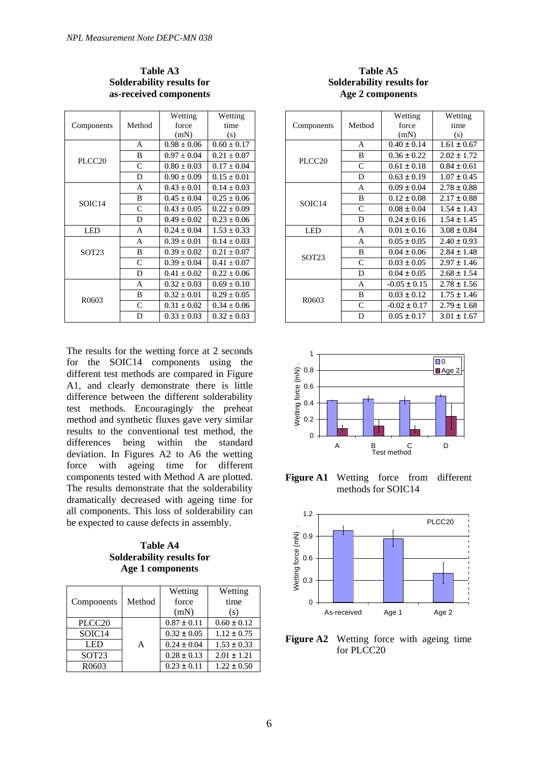**Table A3**
**Solderability results for as-received components**

| Components | Method | Wetting force (mN) | Wetting time (s) |
|---|---|---|---|
| PLCC20 | A | 0.98 ± 0.06 | 0.60 ± 0.17 |
| | B | 0.97 ± 0.04 | 0.21 ± 0.07 |
| | C | 0.80 ± 0.03 | 0.17 ± 0.04 |
| | D | 0.90 ± 0.09 | 0.15 ± 0.01 |
| SOIC14 | A | 0.43 ± 0.01 | 0.14 ± 0.03 |
| | B | 0.45 ± 0.04 | 0.25 ± 0.06 |
| | C | 0.43 ± 0.05 | 0.22 ± 0.09 |
| | D | 0.49 ± 0.02 | 0.23 ± 0.06 |
| LED | A | 0.24 ± 0.04 | 1.53 ± 0.33 |
| SOT23 | A | 0.39 ± 0.01 | 0.14 ± 0.03 |
| | B | 0.39 ± 0.02 | 0.21 ± 0.07 |
| | C | 0.39 ± 0.04 | 0.41 ± 0.07 |
| | D | 0.41 ± 0.02 | 0.22 ± 0.06 |
| R0603 | A | 0.32 ± 0.03 | 0.69 ± 0.10 |
| | B | 0.32 ± 0.01 | 0.29 ± 0.05 |
| | C | 0.31 ± 0.02 | 0.34 ± 0.06 |
| | D | 0.33 ± 0.03 | 0.32 ± 0.03 |

The results for the wetting force at 2 seconds for the SOIC14 components using the different test methods are compared in Figure A1, and clearly demonstrate there is little difference between the different solderability test methods. Encouragingly the preheat method and synthetic fluxes gave very similar results to the conventional test method, the differences being within the standard deviation. In Figures A2 to A6 the wetting force with ageing time for different components tested with Method A are plotted. The results demonstrate that the solderability dramatically decreased with ageing time for all components. This loss of solderability can be expected to cause defects in assembly.

**Table A4**
**Solderability results for Age 1 components**

| Components | Method | Wetting force (mN) | Wetting time (s) |
|---|---|---|---|
| PLCC20 | A | 0.87 ± 0.11 | 0.60 ± 0.12 |
| SOIC14 | | 0.32 ± 0.05 | 1.12 ± 0.75 |
| LED | | 0.24 ± 0.04 | 1.53 ± 0.33 |
| SOT23 | | 0.28 ± 0.13 | 2.01 ± 1.21 |
| R0603 | | 0.23 ± 0.11 | 1.22 ± 0.50 |

**Table A5**
**Solderability results for Age 2 components**

| Components | Method | Wetting force (mN) | Wetting time (s) |
|---|---|---|---|
| PLCC20 | A | 0.40 ± 0.14 | 1.61 ± 0.67 |
| | B | 0.36 ± 0.22 | 2.02 ± 1.72 |
| | C | 0.61 ± 0.18 | 0.84 ± 0.61 |
| | D | 0.63 ± 0.19 | 1.07 ± 0.45 |
| SOIC14 | A | 0.09 ± 0.04 | 2.78 ± 0.88 |
| | B | 0.12 ± 0.08 | 2.17 ± 0.88 |
| | C | 0.08 ± 0.04 | 1.54 ± 1.43 |
| | D | 0.24 ± 0.16 | 1.54 ± 1.45 |
| LED | A | 0.01 ± 0.16 | 3.08 ± 0.84 |
| SOT23 | A | 0.05 ± 0.05 | 2.40 ± 0.93 |
| | B | 0.04 ± 0.06 | 2.84 ± 1.48 |
| | C | 0.03 ± 0.05 | 2.97 ± 1.46 |
| | D | 0.04 ± 0.05 | 2.68 ± 1.54 |
| R0603 | A | -0.05 ± 0.15 | 2.78 ± 1.56 |
| | B | 0.03 ± 0.12 | 1.75 ± 1.46 |
| | C | -0.02 ± 0.17 | 2.79 ± 1.68 |
| | D | 0.05 ± 0.17 | 3.01 ± 1.67 |

**Figure A1** Wetting force from different methods for SOIC14

**Figure A2** Wetting force with ageing time for PLCC20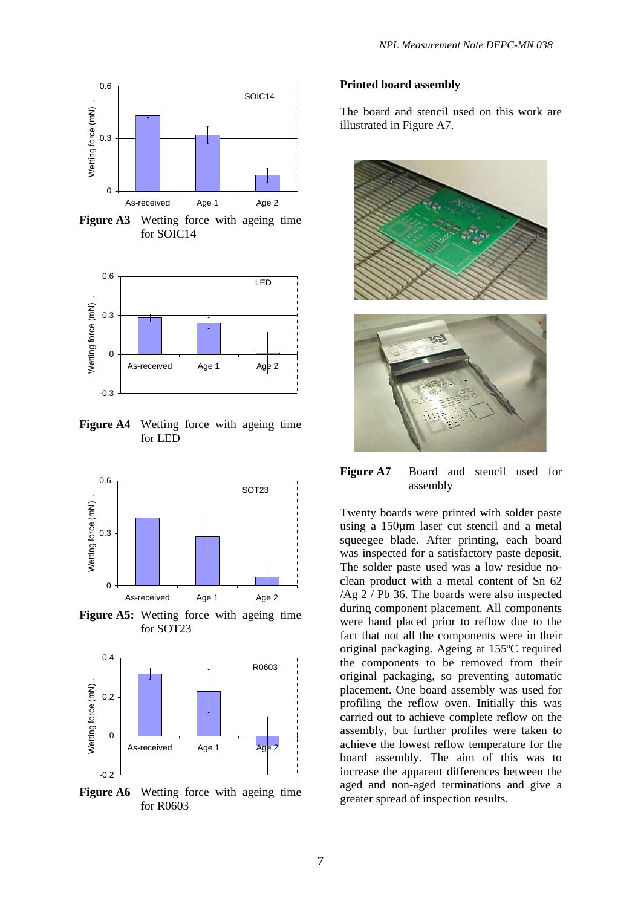Figure A3 Wetting force with ageing time for SOIC14

Figure A4 Wetting force with ageing time for LED

Figure A5: Wetting force with ageing time for SOT23

Figure A6 Wetting force with ageing time for R0603

**Printed board assembly**

The board and stencil used on this work are illustrated in Figure A7.

**Figure A7** Board and stencil used for assembly

Twenty boards were printed with solder paste using a 150µm laser cut stencil and a metal squeegee blade. After printing, each board was inspected for a satisfactory paste deposit. The solder paste used was a low residue no-clean product with a metal content of Sn 62 /Ag 2 / Pb 36. The boards were also inspected during component placement. All components were hand placed prior to reflow due to the fact that not all the components were in their original packaging. Ageing at 155ºC required the components to be removed from their original packaging, so preventing automatic placement. One board assembly was used for profiling the reflow oven. Initially this was carried out to achieve complete reflow on the assembly, but further profiles were taken to achieve the lowest reflow temperature for the board assembly. The aim of this was to increase the apparent differences between the aged and non-aged terminations and give a greater spread of inspection results.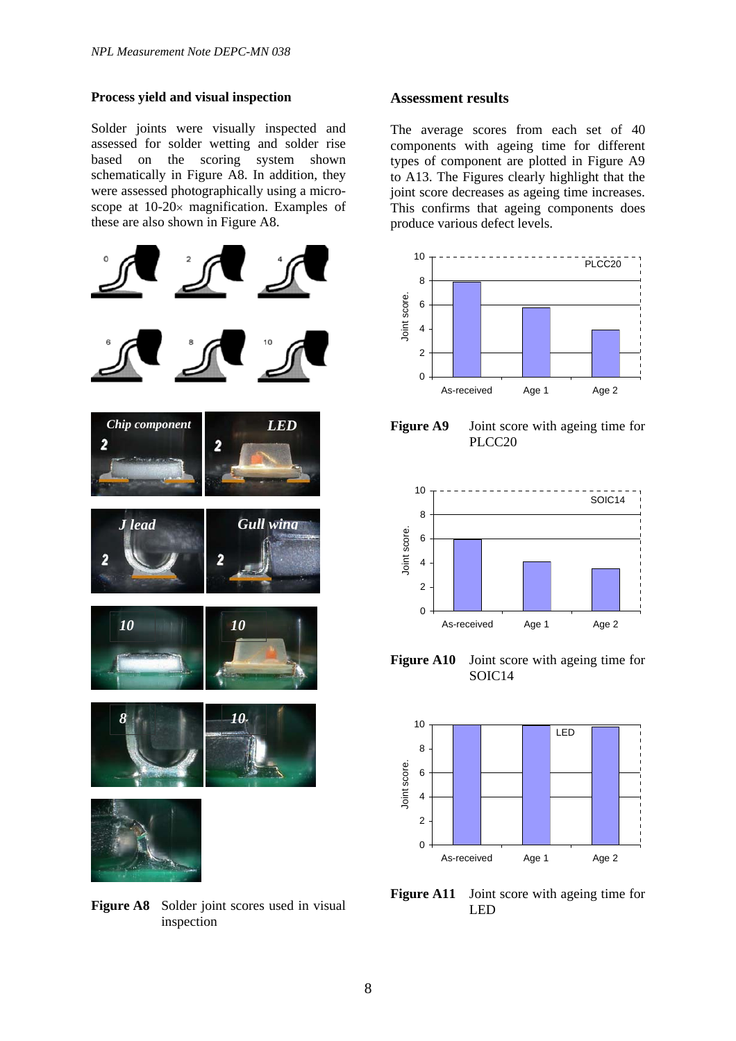### Process yield and visual inspection

Solder joints were visually inspected and assessed for solder wetting and solder rise based on the scoring system shown schematically in Figure A8. In addition, they were assessed photographically using a micro-scope at 10-20× magnification. Examples of these are also shown in Figure A8.

**Figure A8** Solder joint scores used in visual inspection

### Assessment results

The average scores from each set of 40 components with ageing time for different types of component are plotted in Figure A9 to A13. The Figures clearly highlight that the joint score decreases as ageing time increases. This confirms that ageing components does produce various defect levels.

**Figure A9** Joint score with ageing time for PLCC20

**Figure A10** Joint score with ageing time for SOIC14

**Figure A11** Joint score with ageing time for LED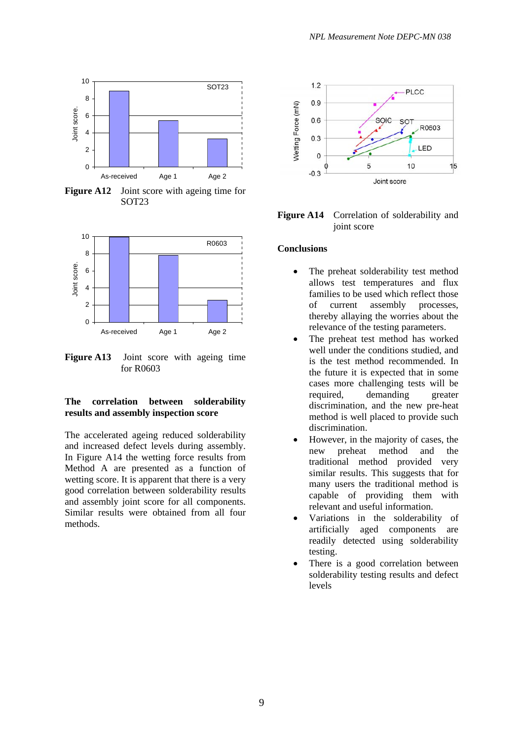Figure A12 Joint score with ageing time for SOT23

Figure A13 Joint score with ageing time for R0603

**The correlation between solderability results and assembly inspection score**

The accelerated ageing reduced solderability and increased defect levels during assembly. In Figure A14 the wetting force results from Method A are presented as a function of wetting score. It is apparent that there is a very good correlation between solderability results and assembly joint score for all components. Similar results were obtained from all four methods.

Figure A14 Correlation of solderability and joint score

**Conclusions**

- The preheat solderability test method allows test temperatures and flux families to be used which reflect those of current assembly processes, thereby allaying the worries about the relevance of the testing parameters.
- The preheat test method has worked well under the conditions studied, and is the test method recommended. In the future it is expected that in some cases more challenging tests will be required, demanding greater discrimination, and the new pre-heat method is well placed to provide such discrimination.
- However, in the majority of cases, the new preheat method and the traditional method provided very similar results. This suggests that for many users the traditional method is capable of providing them with relevant and useful information.
- Variations in the solderability of artificially aged components are readily detected using solderability testing.
- There is a good correlation between solderability testing results and defect levels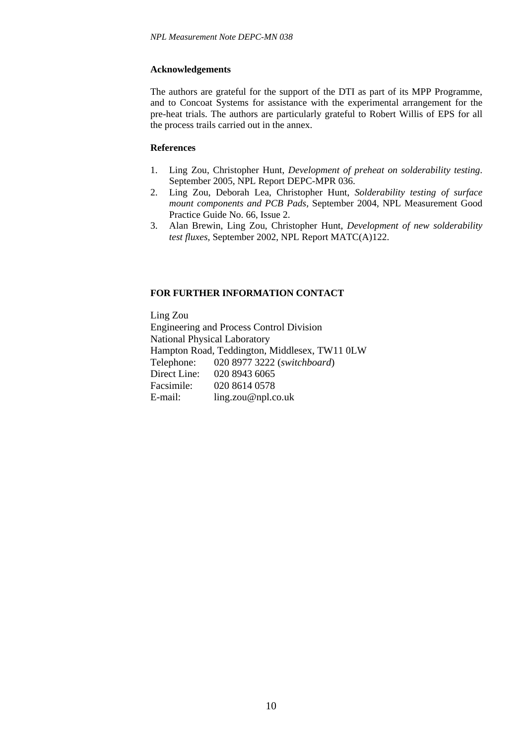**Acknowledgements**

The authors are grateful for the support of the DTI as part of its MPP Programme, and to Concoat Systems for assistance with the experimental arrangement for the pre-heat trials. The authors are particularly grateful to Robert Willis of EPS for all the process trails carried out in the annex.

**References**

1. Ling Zou, Christopher Hunt, *Development of preheat on solderability testing*. September 2005, NPL Report DEPC-MPR 036.
2. Ling Zou, Deborah Lea, Christopher Hunt, *Solderability testing of surface mount components and PCB Pads,* September 2004, NPL Measurement Good Practice Guide No. 66, Issue 2.
3. Alan Brewin, Ling Zou, Christopher Hunt, *Development of new solderability test fluxes,* September 2002, NPL Report MATC(A)122.

**FOR FURTHER INFORMATION CONTACT**

Ling Zou
Engineering and Process Control Division
National Physical Laboratory
Hampton Road, Teddington, Middlesex, TW11 0LW
Telephone: 020 8977 3222 (*switchboard*)
Direct Line: 020 8943 6065
Facsimile: 020 8614 0578
E-mail: ling.zou@npl.co.uk